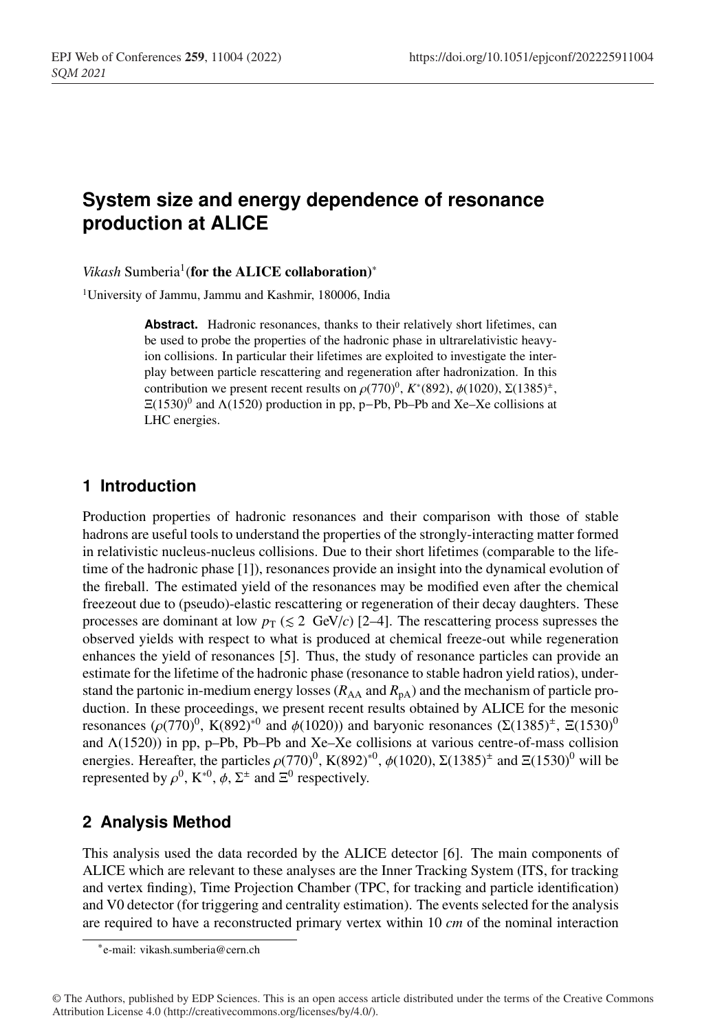# System size and energy dependence of resonance production at ALICE

*Vikash* Sumberia[1] (**for the ALICE collaboration**)[*]

[1] University of Jammu, Jammu and Kashmir, 180006, India

**Abstract.** Hadronic resonances, thanks to their relatively short lifetimes, can be used to probe the properties of the hadronic phase in ultrarelativistic heavy-ion collisions. In particular their lifetimes are exploited to investigate the interplay between particle rescattering and regeneration after hadronization. In this contribution we present recent results on $\rho(770)^0$, $K^*(892)$, $\phi(1020)$, $\Sigma(1385)^{\pm}$, $\Xi(1530)^0$ and $\Lambda(1520)$ production in pp, p−Pb, Pb–Pb and Xe–Xe collisions at LHC energies.

## 1 Introduction

Production properties of hadronic resonances and their comparison with those of stable hadrons are useful tools to understand the properties of the strongly-interacting matter formed in relativistic nucleus-nucleus collisions. Due to their short lifetimes (comparable to the lifetime of the hadronic phase [1]), resonances provide an insight into the dynamical evolution of the fireball. The estimated yield of the resonances may be modified even after the chemical freezeout due to (pseudo)-elastic rescattering or regeneration of their decay daughters. These processes are dominant at low $p_{\mathrm{T}}$ ($\lesssim 2$ GeV/$c$) [2–4]. The rescattering process supresses the observed yields with respect to what is produced at chemical freeze-out while regeneration enhances the yield of resonances [5]. Thus, the study of resonance particles can provide an estimate for the lifetime of the hadronic phase (resonance to stable hadron yield ratios), understand the partonic in-medium energy losses ($R_{\mathrm{AA}}$ and $R_{\mathrm{pA}}$) and the mechanism of particle production. In these proceedings, we present recent results obtained by ALICE for the mesonic resonances ($\rho(770)^0$, $\mathrm{K}(892)^{*0}$ and $\phi(1020)$) and baryonic resonances ($\Sigma(1385)^{\pm}$, $\Xi(1530)^0$ and $\Lambda(1520)$) in pp, p–Pb, Pb–Pb and Xe–Xe collisions at various centre-of-mass collision energies. Hereafter, the particles $\rho(770)^0$, $\mathrm{K}(892)^{*0}$, $\phi(1020)$, $\Sigma(1385)^{\pm}$ and $\Xi(1530)^0$ will be represented by $\rho^0$, $\mathrm{K}^{*0}$, $\phi$, $\Sigma^{\pm}$ and $\Xi^0$ respectively.

## 2 Analysis Method

This analysis used the data recorded by the ALICE detector [6]. The main components of ALICE which are relevant to these analyses are the Inner Tracking System (ITS, for tracking and vertex finding), Time Projection Chamber (TPC, for tracking and particle identification) and V0 detector (for triggering and centrality estimation). The events selected for the analysis are required to have a reconstructed primary vertex within 10 *cm* of the nominal interaction

[*] e-mail: vikash.sumberia@cern.ch

© The Authors, published by EDP Sciences. This is an open access article distributed under the terms of the Creative Commons Attribution License 4.0 (http://creativecommons.org/licenses/by/4.0/).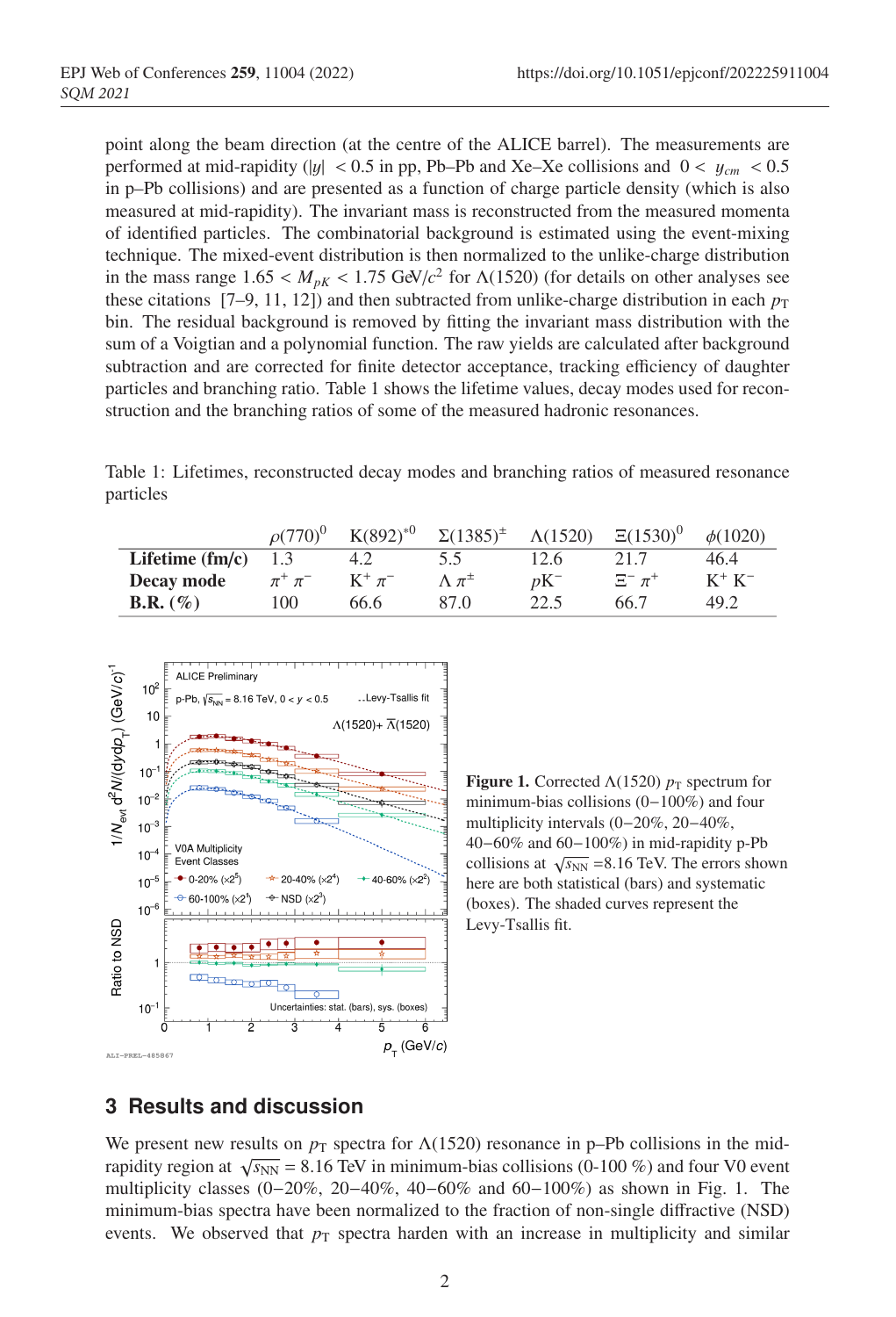point along the beam direction (at the centre of the ALICE barrel). The measurements are performed at mid-rapidity ($|y| < 0.5$ in pp, Pb–Pb and Xe–Xe collisions and $0 < y_{cm} < 0.5$ in p–Pb collisions) and are presented as a function of charge particle density (which is also measured at mid-rapidity). The invariant mass is reconstructed from the measured momenta of identified particles. The combinatorial background is estimated using the event-mixing technique. The mixed-event distribution is then normalized to the unlike-charge distribution in the mass range $1.65 < M_{pK} < 1.75$ GeV/$c^2$ for $\Lambda(1520)$ (for details on other analyses see these citations [7–9, 11, 12]) and then subtracted from unlike-charge distribution in each $p_{\mathrm{T}}$ bin. The residual background is removed by fitting the invariant mass distribution with the sum of a Voigtian and a polynomial function. The raw yields are calculated after background subtraction and are corrected for finite detector acceptance, tracking efficiency of daughter particles and branching ratio. Table 1 shows the lifetime values, decay modes used for reconstruction and the branching ratios of some of the measured hadronic resonances.

Table 1: Lifetimes, reconstructed decay modes and branching ratios of measured resonance particles

| | $\rho(770)^0$ | $\mathrm{K}(892)^{*0}$ | $\Sigma(1385)^{\pm}$ | $\Lambda(1520)$ | $\Xi(1530)^0$ | $\phi(1020)$ |
|---|---|---|---|---|---|---|
| **Lifetime (fm/c)** | 1.3 | 4.2 | 5.5 | 12.6 | 21.7 | 46.4 |
| **Decay mode** | $\pi^+ \pi^-$ | $\mathrm{K}^+ \pi^-$ | $\Lambda \pi^{\pm}$ | $p\mathrm{K}^-$ | $\Xi^- \pi^+$ | $\mathrm{K}^+ \mathrm{K}^-$ |
| **B.R. (%)** | 100 | 66.6 | 87.0 | 22.5 | 66.7 | 49.2 |

**Figure 1.** Corrected $\Lambda(1520)$ $p_{\mathrm{T}}$ spectrum for minimum-bias collisions (0−100%) and four multiplicity intervals (0−20%, 20−40%, 40−60% and 60−100%) in mid-rapidity p-Pb collisions at $\sqrt{s_{\mathrm{NN}}}$ =8.16 TeV. The errors shown here are both statistical (bars) and systematic (boxes). The shaded curves represent the Levy-Tsallis fit.

## 3 Results and discussion

We present new results on $p_{\mathrm{T}}$ spectra for $\Lambda(1520)$ resonance in p–Pb collisions in the mid-rapidity region at $\sqrt{s_{\mathrm{NN}}} = 8.16$ TeV in minimum-bias collisions (0-100 %) and four V0 event multiplicity classes (0–20%, 20–40%, 40−60% and 60−100%) as shown in Fig. 1. The minimum-bias spectra have been normalized to the fraction of non-single diffractive (NSD) events. We observed that $p_{\mathrm{T}}$ spectra harden with an increase in multiplicity and similar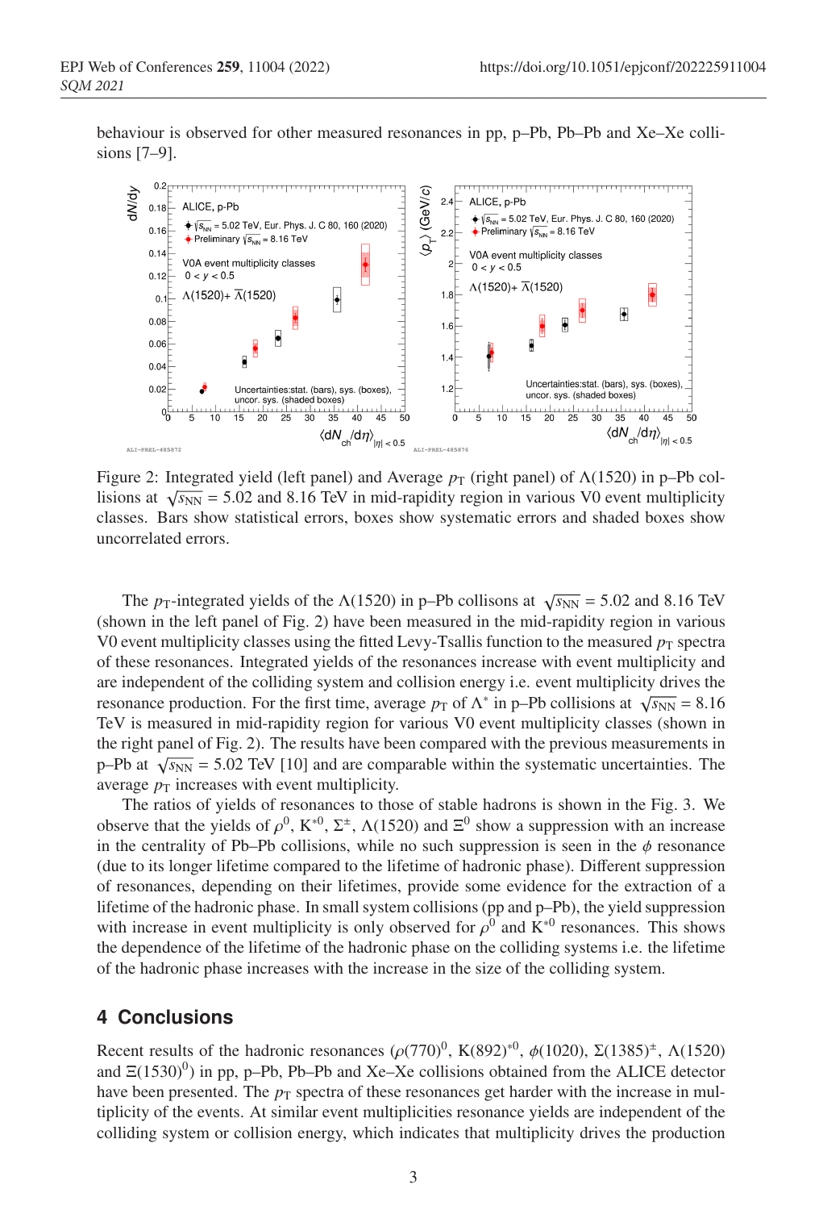behaviour is observed for other measured resonances in pp, p–Pb, Pb–Pb and Xe–Xe collisions [7–9].

Figure 2: Integrated yield (left panel) and Average $p_T$ (right panel) of $\Lambda(1520)$ in p–Pb collisions at $\sqrt{s_{NN}}$ = 5.02 and 8.16 TeV in mid-rapidity region in various V0 event multiplicity classes. Bars show statistical errors, boxes show systematic errors and shaded boxes show uncorrelated errors.

The $p_T$-integrated yields of the $\Lambda(1520)$ in p–Pb collisons at $\sqrt{s_{NN}}$ = 5.02 and 8.16 TeV (shown in the left panel of Fig. 2) have been measured in the mid-rapidity region in various V0 event multiplicity classes using the fitted Levy-Tsallis function to the measured $p_T$ spectra of these resonances. Integrated yields of the resonances increase with event multiplicity and are independent of the colliding system and collision energy i.e. event multiplicity drives the resonance production. For the first time, average $p_T$ of $\Lambda^*$ in p–Pb collisions at $\sqrt{s_{NN}}$ = 8.16 TeV is measured in mid-rapidity region for various V0 event multiplicity classes (shown in the right panel of Fig. 2). The results have been compared with the previous measurements in p–Pb at $\sqrt{s_{NN}}$ = 5.02 TeV [10] and are comparable within the systematic uncertainties. The average $p_T$ increases with event multiplicity.

The ratios of yields of resonances to those of stable hadrons is shown in the Fig. 3. We observe that the yields of $\rho^0$, $K^{*0}$, $\Sigma^{\pm}$, $\Lambda(1520)$ and $\Xi^0$ show a suppression with an increase in the centrality of Pb–Pb collisions, while no such suppression is seen in the $\phi$ resonance (due to its longer lifetime compared to the lifetime of hadronic phase). Different suppression of resonances, depending on their lifetimes, provide some evidence for the extraction of a lifetime of the hadronic phase. In small system collisions (pp and p–Pb), the yield suppression with increase in event multiplicity is only observed for $\rho^0$ and $K^{*0}$ resonances. This shows the dependence of the lifetime of the hadronic phase on the colliding systems i.e. the lifetime of the hadronic phase increases with the increase in the size of the colliding system.

## 4 Conclusions

Recent results of the hadronic resonances ($\rho(770)^0$, $K(892)^{*0}$, $\phi(1020)$, $\Sigma(1385)^{\pm}$, $\Lambda(1520)$ and $\Xi(1530)^0$) in pp, p–Pb, Pb–Pb and Xe–Xe collisions obtained from the ALICE detector have been presented. The $p_T$ spectra of these resonances get harder with the increase in multiplicity of the events. At similar event multiplicities resonance yields are independent of the colliding system or collision energy, which indicates that multiplicity drives the production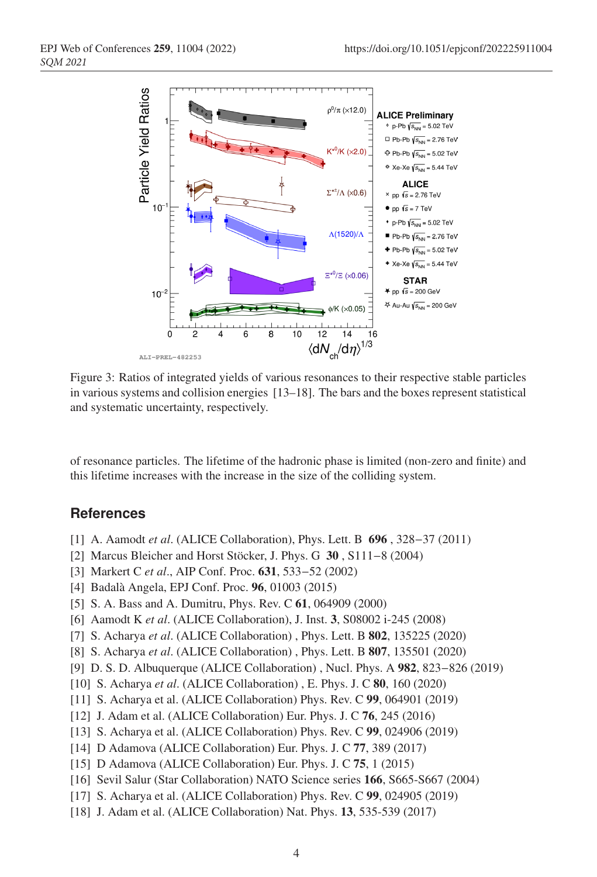ALICE Preliminary

p-Pb $\sqrt{s_{NN}}$ = 5.02 TeV

Pb-Pb $\sqrt{s_{NN}}$ = 2.76 TeV

Pb-Pb $\sqrt{s_{NN}}$ = 5.02 TeV

Xe-Xe $\sqrt{s_{NN}}$ = 5.44 TeV

ALICE

pp $\sqrt{s}$ = 2.76 TeV

pp $\sqrt{s}$ = 7 TeV

p-Pb $\sqrt{s_{NN}}$ = 5.02 TeV

Pb-Pb $\sqrt{s_{NN}}$ = 2.76 TeV

Pb-Pb $\sqrt{s_{NN}}$ = 5.02 TeV

Xe-Xe $\sqrt{s_{NN}}$ = 5.44 TeV

STAR

pp $\sqrt{s}$ = 200 GeV

Au-Au $\sqrt{s_{NN}}$ = 200 GeV

Particle Yield Ratios

1

$10^{-1}$

$10^{-2}$

$\rho^0/\pi$ (×12.0)

$K^{*0}/K$ (×2.0)

$\Sigma^{*\pm}/\Lambda$ (×0.6)

$\Lambda(1520)/\Lambda$

$\Xi^{*0}/\Xi$ (×0.06)

$\phi/K$ (×0.05)

0 2 4 6 8 10 12 14 16

$\langle dN_{ch}/d\eta \rangle^{1/3}$

ALI-PREL-482253

Figure 3: Ratios of integrated yields of various resonances to their respective stable particles in various systems and collision energies [13–18]. The bars and the boxes represent statistical and systematic uncertainty, respectively.

of resonance particles. The lifetime of the hadronic phase is limited (non-zero and finite) and this lifetime increases with the increase in the size of the colliding system.

## References

[1] A. Aamodt *et al*. (ALICE Collaboration), Phys. Lett. B **696** , 328−37 (2011)

[2] Marcus Bleicher and Horst Stöcker, J. Phys. G **30** , S111−8 (2004)

[3] Markert C *et al*., AIP Conf. Proc. **631**, 533−52 (2002)

[4] Badalà Angela, EPJ Conf. Proc. **96**, 01003 (2015)

[5] S. A. Bass and A. Dumitru, Phys. Rev. C **61**, 064909 (2000)

[6] Aamodt K *et al*. (ALICE Collaboration), J. Inst. **3**, S08002 i-245 (2008)

[7] S. Acharya *et al*. (ALICE Collaboration) , Phys. Lett. B **802**, 135225 (2020)

[8] S. Acharya *et al*. (ALICE Collaboration) , Phys. Lett. B **807**, 135501 (2020)

[9] D. S. D. Albuquerque (ALICE Collaboration) , Nucl. Phys. A **982**, 823−826 (2019)

[10] S. Acharya *et al*. (ALICE Collaboration) , E. Phys. J. C **80**, 160 (2020)

[11] S. Acharya et al. (ALICE Collaboration) Phys. Rev. C **99**, 064901 (2019)

[12] J. Adam et al. (ALICE Collaboration) Eur. Phys. J. C **76**, 245 (2016)

[13] S. Acharya et al. (ALICE Collaboration) Phys. Rev. C **99**, 024906 (2019)

[14] D Adamova (ALICE Collaboration) Eur. Phys. J. C **77**, 389 (2017)

[15] D Adamova (ALICE Collaboration) Eur. Phys. J. C **75**, 1 (2015)

[16] Sevil Salur (Star Collaboration) NATO Science series **166**, S665-S667 (2004)

[17] S. Acharya et al. (ALICE Collaboration) Phys. Rev. C **99**, 024905 (2019)

[18] J. Adam et al. (ALICE Collaboration) Nat. Phys. **13**, 535-539 (2017)